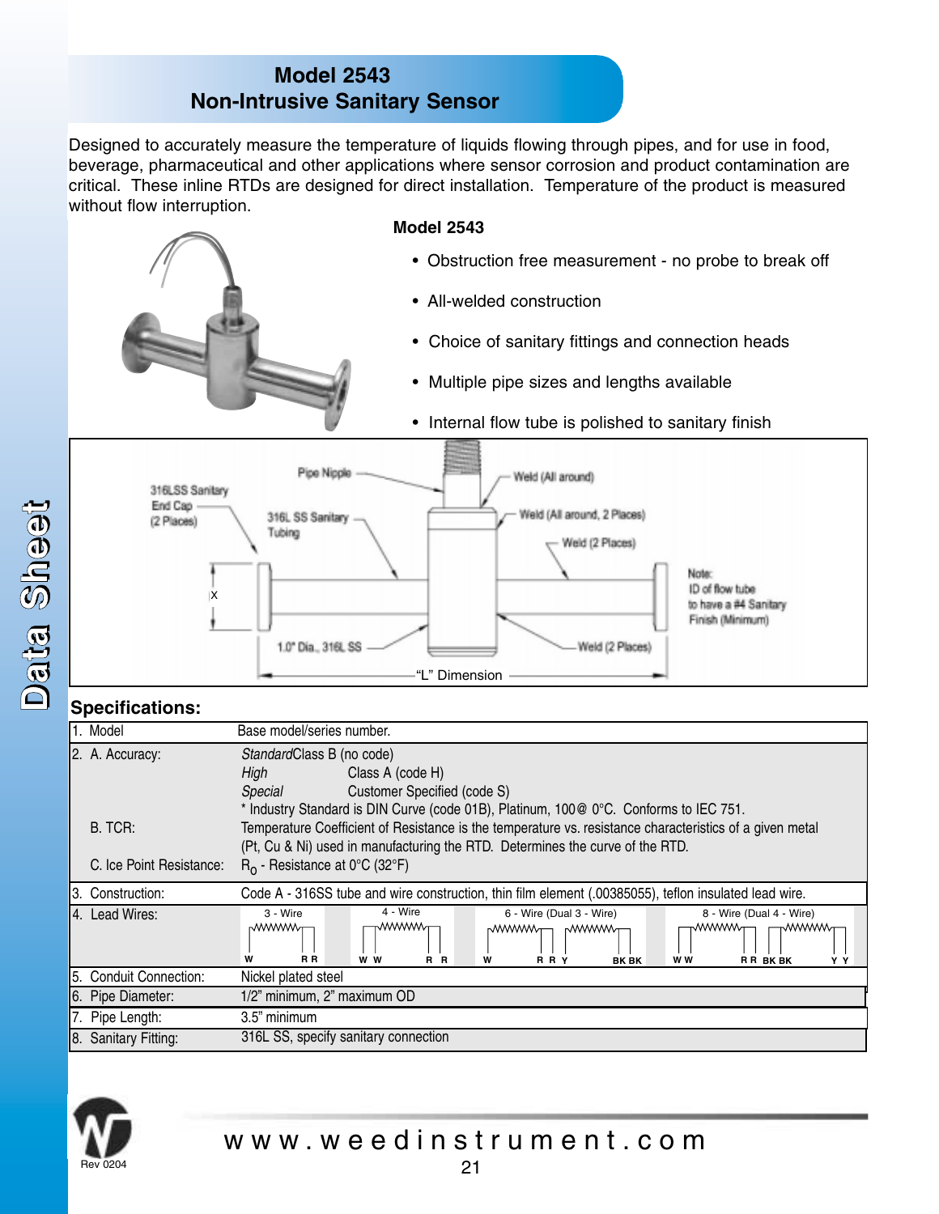# Model 2543
## Non-Intrusive Sanitary Sensor

Designed to accurately measure the temperature of liquids flowing through pipes, and for use in food, beverage, pharmaceutical and other applications where sensor corrosion and product contamination are critical. These inline RTDs are designed for direct installation. Temperature of the product is measured without flow interruption.

**Model 2543**

- Obstruction free measurement - no probe to break off
- All-welded construction
- Choice of sanitary fittings and connection heads
- Multiple pipe sizes and lengths available
- Internal flow tube is polished to sanitary finish

316LSS Sanitary End Cap (2 Places)
Pipe Nipple
316L SS Sanitary Tubing
Weld (All around)
Weld (All around, 2 Places)
Weld (2 Places)
X
1.0" Dia., 316L SS
Weld (2 Places)
"L" Dimension

Note: ID of flow tube to have a #4 Sanitary Finish (Minimum)

## Specifications:

| | |
|---|---|
| 1. Model | Base model/series number. |
| 2. A. Accuracy: | *Standard* Class B (no code)<br>*High* Class A (code H)<br>*Special* Customer Specified (code S)<br>* Industry Standard is DIN Curve (code 01B), Platinum, 100@ 0°C. Conforms to IEC 751. |
| B. TCR: | Temperature Coefficient of Resistance is the temperature vs. resistance characteristics of a given metal (Pt, Cu & Ni) used in manufacturing the RTD. Determines the curve of the RTD. |
| C. Ice Point Resistance: | $R_0$ - Resistance at 0°C (32°F) |
| 3. Construction: | Code A - 316SS tube and wire construction, thin film element (.00385055), teflon insulated lead wire. |
| 4. Lead Wires: | 3 - Wire (W R R); 4 - Wire (W W R R); 6 - Wire (Dual 3 - Wire) (W R R Y BK BK); 8 - Wire (Dual 4 - Wire) (W W R R BK BK Y Y) |
| 5. Conduit Connection: | Nickel plated steel |
| 6. Pipe Diameter: | 1/2" minimum, 2" maximum OD |
| 7. Pipe Length: | 3.5" minimum |
| 8. Sanitary Fitting: | 316L SS, specify sanitary connection |

Rev 0204

www.weedinstrument.com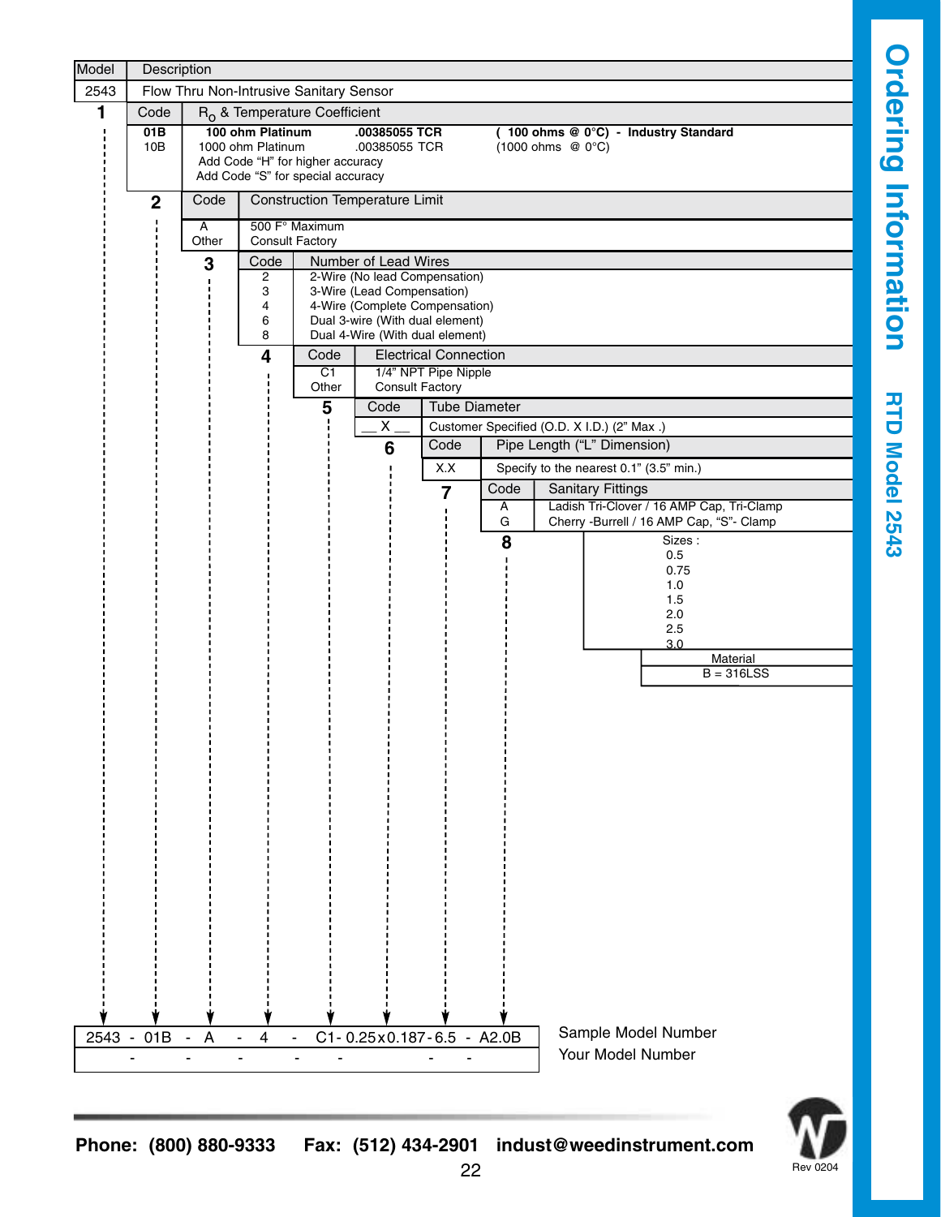# Ordering Information — RTD Model 2543

| Model | Description |
|---|---|
| 2543 | Flow Thru Non-Intrusive Sanitary Sensor |

**1**

| Code | $R_O$ & Temperature Coefficient | | |
|---|---|---|---|
| **01B** | **100 ohm Platinum** | **.00385055 TCR** | **( 100 ohms @ 0°C) - Industry Standard** |
| 10B | 1000 ohm Platinum | .00385055 TCR | (1000 ohms @ 0°C) |
| | Add Code "H" for higher accuracy | | |
| | Add Code "S" for special accuracy | | |

**2**

| Code | Construction Temperature Limit |
|---|---|
| A | 500 F° Maximum |
| Other | Consult Factory |

**3**

| Code | Number of Lead Wires |
|---|---|
| 2 | 2-Wire (No lead Compensation) |
| 3 | 3-Wire (Lead Compensation) |
| 4 | 4-Wire (Complete Compensation) |
| 6 | Dual 3-wire (With dual element) |
| 8 | Dual 4-Wire (With dual element) |

**4**

| Code | Electrical Connection |
|---|---|
| C1 | 1/4" NPT Pipe Nipple |
| Other | Consult Factory |

**5**

| Code | Tube Diameter |
|---|---|
| __ X __ | Customer Specified (O.D. X I.D.) (2" Max .) |

**6**

| Code | Pipe Length ("L" Dimension) |
|---|---|
| X.X | Specify to the nearest 0.1" (3.5" min.) |

**7**

| Code | Sanitary Fittings |
|---|---|
| A | Ladish Tri-Clover / 16 AMP Cap, Tri-Clamp |
| G | Cherry -Burrell / 16 AMP Cap, "S"- Clamp |

**8**

Sizes :
- 0.5
- 0.75
- 1.0
- 1.5
- 2.0
- 2.5
- 3.0

| Material |
|---|
| B = 316LSS |

| | |
|---|---|
| 2543 - 01B - A - 4 - C1- 0.25x0.187-6.5 - A2.0B | Sample Model Number |
| - - - - - - - | Your Model Number |

**Phone: (800) 880-9333 Fax: (512) 434-2901 indust@weedinstrument.com**

Rev 0204